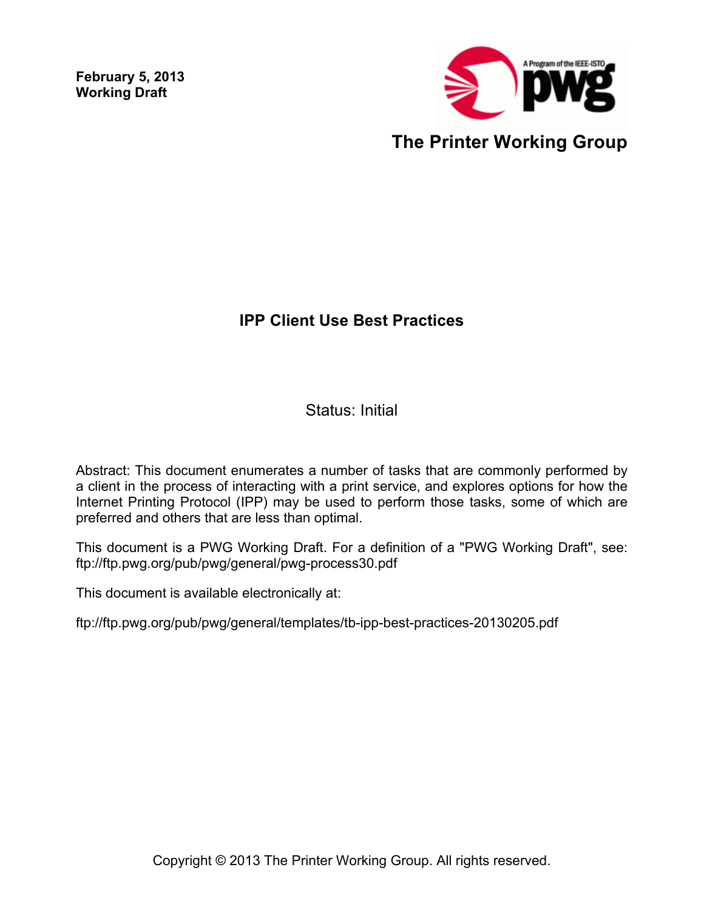**February 5, 2013**
**Working Draft**

**The Printer Working Group**

# IPP Client Use Best Practices

Status: Initial

Abstract: This document enumerates a number of tasks that are commonly performed by a client in the process of interacting with a print service, and explores options for how the Internet Printing Protocol (IPP) may be used to perform those tasks, some of which are preferred and others that are less than optimal.

This document is a PWG Working Draft. For a definition of a "PWG Working Draft", see: ftp://ftp.pwg.org/pub/pwg/general/pwg-process30.pdf

This document is available electronically at:

ftp://ftp.pwg.org/pub/pwg/general/templates/tb-ipp-best-practices-20130205.pdf

Copyright © 2013 The Printer Working Group. All rights reserved.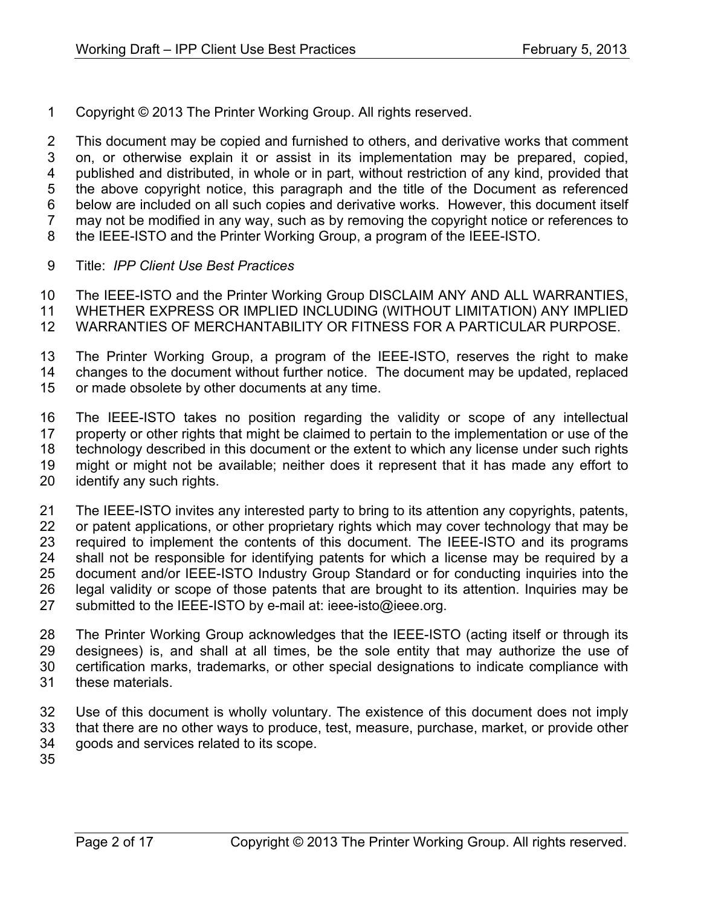Copyright © 2013 The Printer Working Group. All rights reserved.

This document may be copied and furnished to others, and derivative works that comment on, or otherwise explain it or assist in its implementation may be prepared, copied, published and distributed, in whole or in part, without restriction of any kind, provided that the above copyright notice, this paragraph and the title of the Document as referenced below are included on all such copies and derivative works. However, this document itself may not be modified in any way, such as by removing the copyright notice or references to the IEEE-ISTO and the Printer Working Group, a program of the IEEE-ISTO.

Title: *IPP Client Use Best Practices*

The IEEE-ISTO and the Printer Working Group DISCLAIM ANY AND ALL WARRANTIES, WHETHER EXPRESS OR IMPLIED INCLUDING (WITHOUT LIMITATION) ANY IMPLIED WARRANTIES OF MERCHANTABILITY OR FITNESS FOR A PARTICULAR PURPOSE.

The Printer Working Group, a program of the IEEE-ISTO, reserves the right to make changes to the document without further notice. The document may be updated, replaced or made obsolete by other documents at any time.

The IEEE-ISTO takes no position regarding the validity or scope of any intellectual property or other rights that might be claimed to pertain to the implementation or use of the technology described in this document or the extent to which any license under such rights might or might not be available; neither does it represent that it has made any effort to identify any such rights.

The IEEE-ISTO invites any interested party to bring to its attention any copyrights, patents, or patent applications, or other proprietary rights which may cover technology that may be required to implement the contents of this document. The IEEE-ISTO and its programs shall not be responsible for identifying patents for which a license may be required by a document and/or IEEE-ISTO Industry Group Standard or for conducting inquiries into the legal validity or scope of those patents that are brought to its attention. Inquiries may be submitted to the IEEE-ISTO by e-mail at: ieee-isto@ieee.org.

The Printer Working Group acknowledges that the IEEE-ISTO (acting itself or through its designees) is, and shall at all times, be the sole entity that may authorize the use of certification marks, trademarks, or other special designations to indicate compliance with these materials.

Use of this document is wholly voluntary. The existence of this document does not imply that there are no other ways to produce, test, measure, purchase, market, or provide other goods and services related to its scope.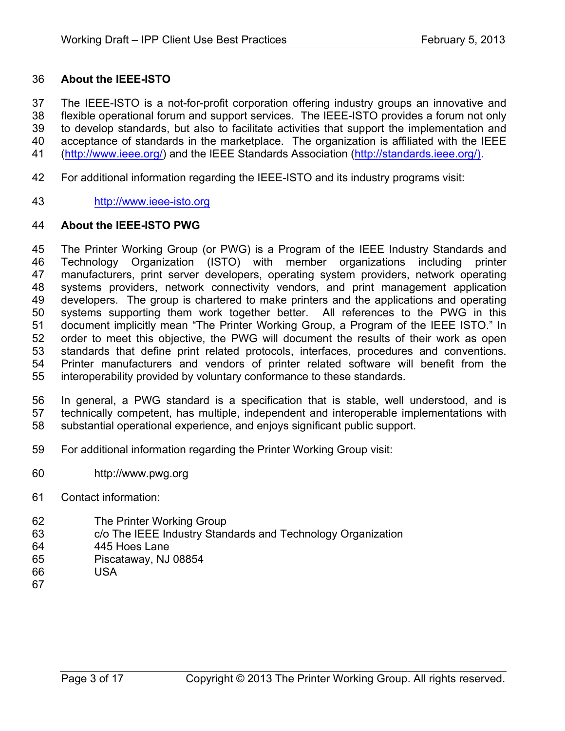## About the IEEE-ISTO

The IEEE-ISTO is a not-for-profit corporation offering industry groups an innovative and flexible operational forum and support services. The IEEE-ISTO provides a forum not only to develop standards, but also to facilitate activities that support the implementation and acceptance of standards in the marketplace. The organization is affiliated with the IEEE (http://www.ieee.org/) and the IEEE Standards Association (http://standards.ieee.org/).

For additional information regarding the IEEE-ISTO and its industry programs visit:

http://www.ieee-isto.org

## About the IEEE-ISTO PWG

The Printer Working Group (or PWG) is a Program of the IEEE Industry Standards and Technology Organization (ISTO) with member organizations including printer manufacturers, print server developers, operating system providers, network operating systems providers, network connectivity vendors, and print management application developers. The group is chartered to make printers and the applications and operating systems supporting them work together better. All references to the PWG in this document implicitly mean "The Printer Working Group, a Program of the IEEE ISTO." In order to meet this objective, the PWG will document the results of their work as open standards that define print related protocols, interfaces, procedures and conventions. Printer manufacturers and vendors of printer related software will benefit from the interoperability provided by voluntary conformance to these standards.

In general, a PWG standard is a specification that is stable, well understood, and is technically competent, has multiple, independent and interoperable implementations with substantial operational experience, and enjoys significant public support.

For additional information regarding the Printer Working Group visit:

http://www.pwg.org

Contact information:

The Printer Working Group
c/o The IEEE Industry Standards and Technology Organization
445 Hoes Lane
Piscataway, NJ 08854
USA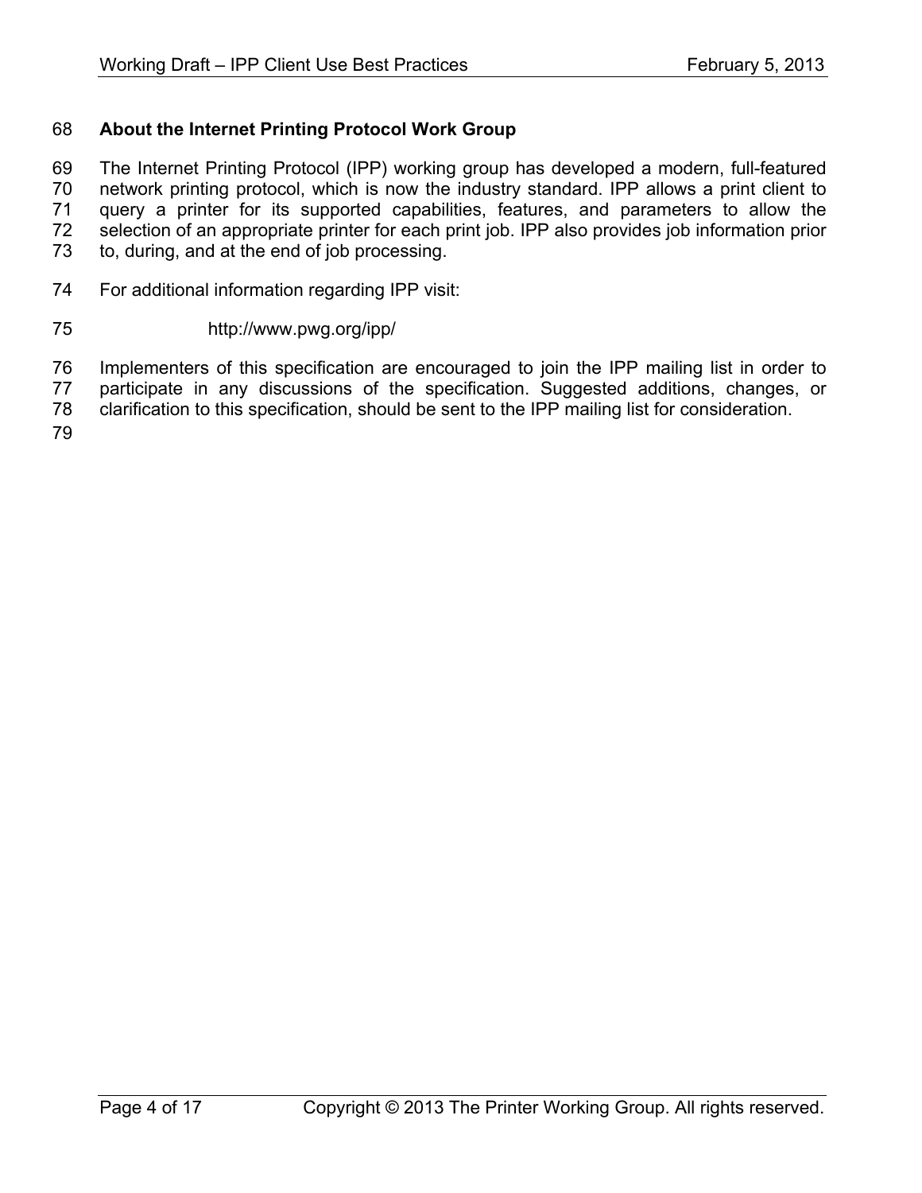## About the Internet Printing Protocol Work Group

The Internet Printing Protocol (IPP) working group has developed a modern, full-featured network printing protocol, which is now the industry standard. IPP allows a print client to query a printer for its supported capabilities, features, and parameters to allow the selection of an appropriate printer for each print job. IPP also provides job information prior to, during, and at the end of job processing.

For additional information regarding IPP visit:

http://www.pwg.org/ipp/

Implementers of this specification are encouraged to join the IPP mailing list in order to participate in any discussions of the specification. Suggested additions, changes, or clarification to this specification, should be sent to the IPP mailing list for consideration.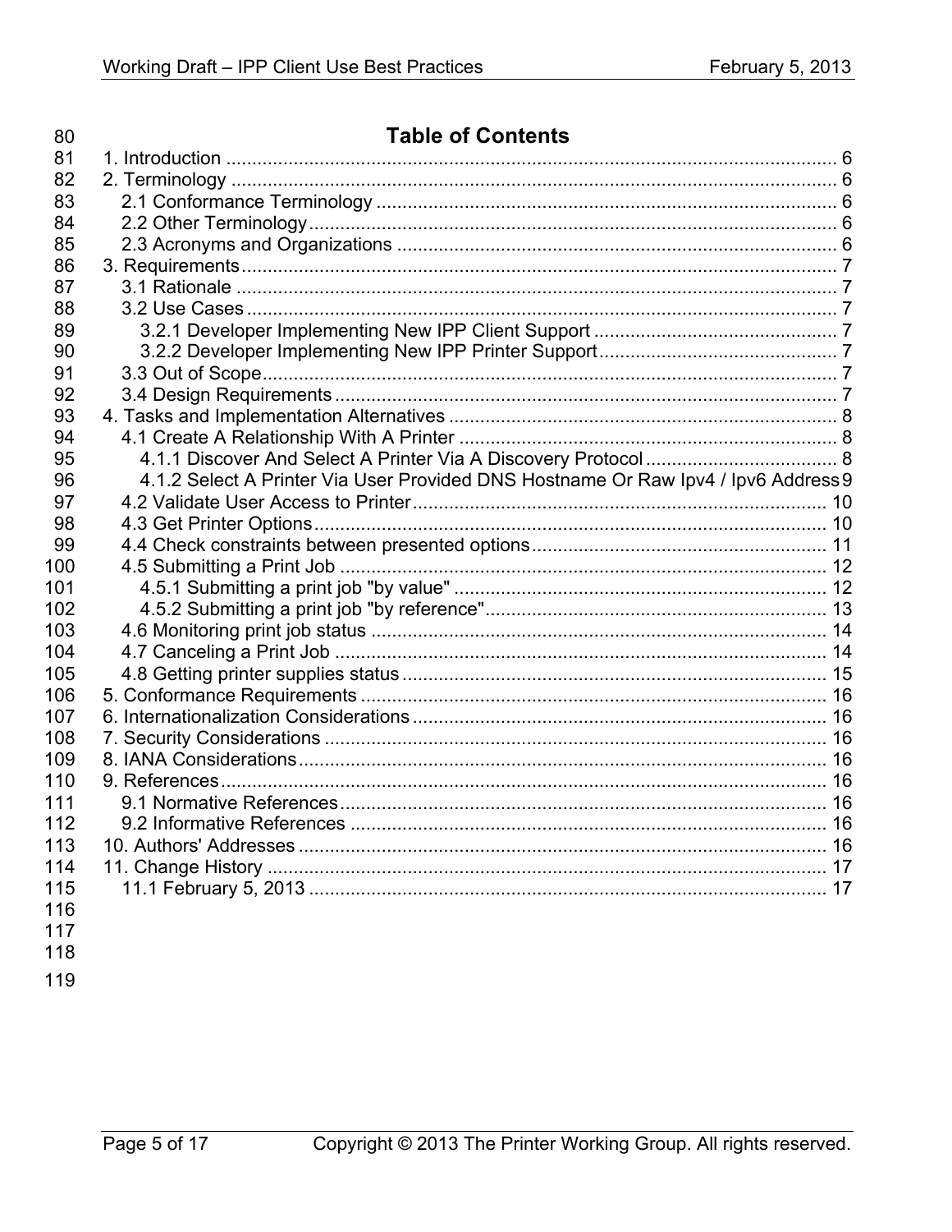## Table of Contents

1. Introduction ..................................................................................................................... 6
2. Terminology .................................................................................................................... 6
   2.1 Conformance Terminology ......................................................................................... 6
   2.2 Other Terminology ...................................................................................................... 6
   2.3 Acronyms and Organizations ..................................................................................... 6
3. Requirements .................................................................................................................. 7
   3.1 Rationale ................................................................................................................... 7
   3.2 Use Cases .................................................................................................................. 7
      3.2.1 Developer Implementing New IPP Client Support ............................................... 7
      3.2.2 Developer Implementing New IPP Printer Support .............................................. 7
   3.3 Out of Scope ............................................................................................................... 7
   3.4 Design Requirements ................................................................................................. 7
4. Tasks and Implementation Alternatives ........................................................................... 8
   4.1 Create A Relationship With A Printer ......................................................................... 8
      4.1.1 Discover And Select A Printer Via A Discovery Protocol ..................................... 8
      4.1.2 Select A Printer Via User Provided DNS Hostname Or Raw Ipv4 / Ipv6 Address 9
   4.2 Validate User Access to Printer ................................................................................ 10
   4.3 Get Printer Options ................................................................................................... 10
   4.4 Check constraints between presented options ......................................................... 11
   4.5 Submitting a Print Job .............................................................................................. 12
      4.5.1 Submitting a print job "by value" ....................................................................... 12
      4.5.2 Submitting a print job "by reference" ................................................................. 13
   4.6 Monitoring print job status ........................................................................................ 14
   4.7 Canceling a Print Job ............................................................................................... 14
   4.8 Getting printer supplies status .................................................................................. 15
5. Conformance Requirements .......................................................................................... 16
6. Internationalization Considerations ................................................................................ 16
7. Security Considerations ................................................................................................. 16
8. IANA Considerations ...................................................................................................... 16
9. References ..................................................................................................................... 16
   9.1 Normative References .............................................................................................. 16
   9.2 Informative References ............................................................................................ 16
10. Authors' Addresses ...................................................................................................... 16
11. Change History ............................................................................................................ 17
   11.1 February 5, 2013 .................................................................................................... 17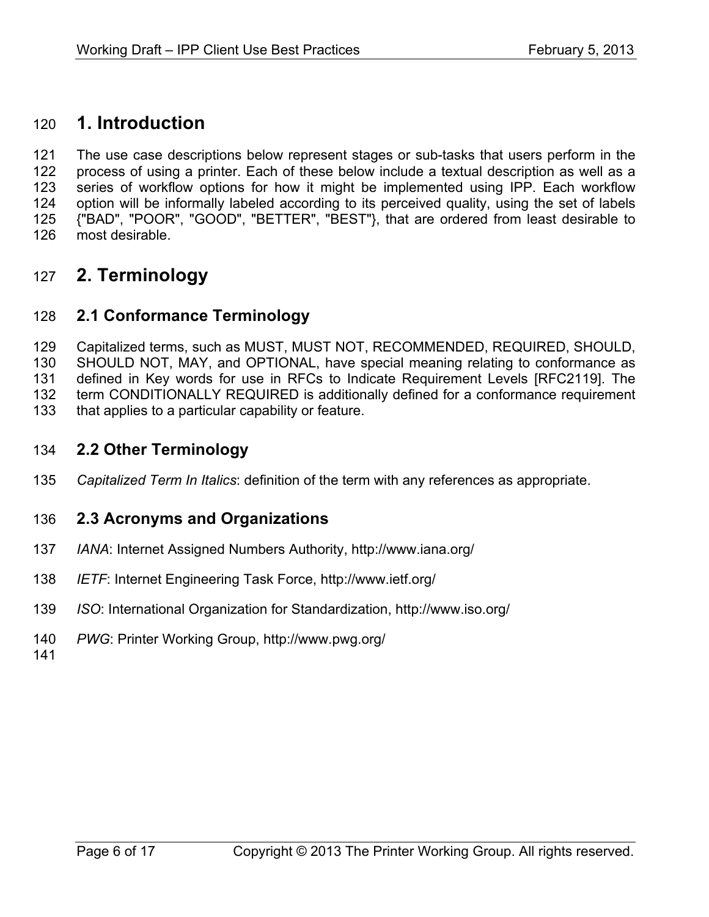# 1. Introduction

The use case descriptions below represent stages or sub-tasks that users perform in the process of using a printer. Each of these below include a textual description as well as a series of workflow options for how it might be implemented using IPP. Each workflow option will be informally labeled according to its perceived quality, using the set of labels {"BAD", "POOR", "GOOD", "BETTER", "BEST"}, that are ordered from least desirable to most desirable.

# 2. Terminology

## 2.1 Conformance Terminology

Capitalized terms, such as MUST, MUST NOT, RECOMMENDED, REQUIRED, SHOULD, SHOULD NOT, MAY, and OPTIONAL, have special meaning relating to conformance as defined in Key words for use in RFCs to Indicate Requirement Levels [RFC2119]. The term CONDITIONALLY REQUIRED is additionally defined for a conformance requirement that applies to a particular capability or feature.

## 2.2 Other Terminology

*Capitalized Term In Italics*: definition of the term with any references as appropriate.

## 2.3 Acronyms and Organizations

*IANA*: Internet Assigned Numbers Authority, http://www.iana.org/

*IETF*: Internet Engineering Task Force, http://www.ietf.org/

*ISO*: International Organization for Standardization, http://www.iso.org/

*PWG*: Printer Working Group, http://www.pwg.org/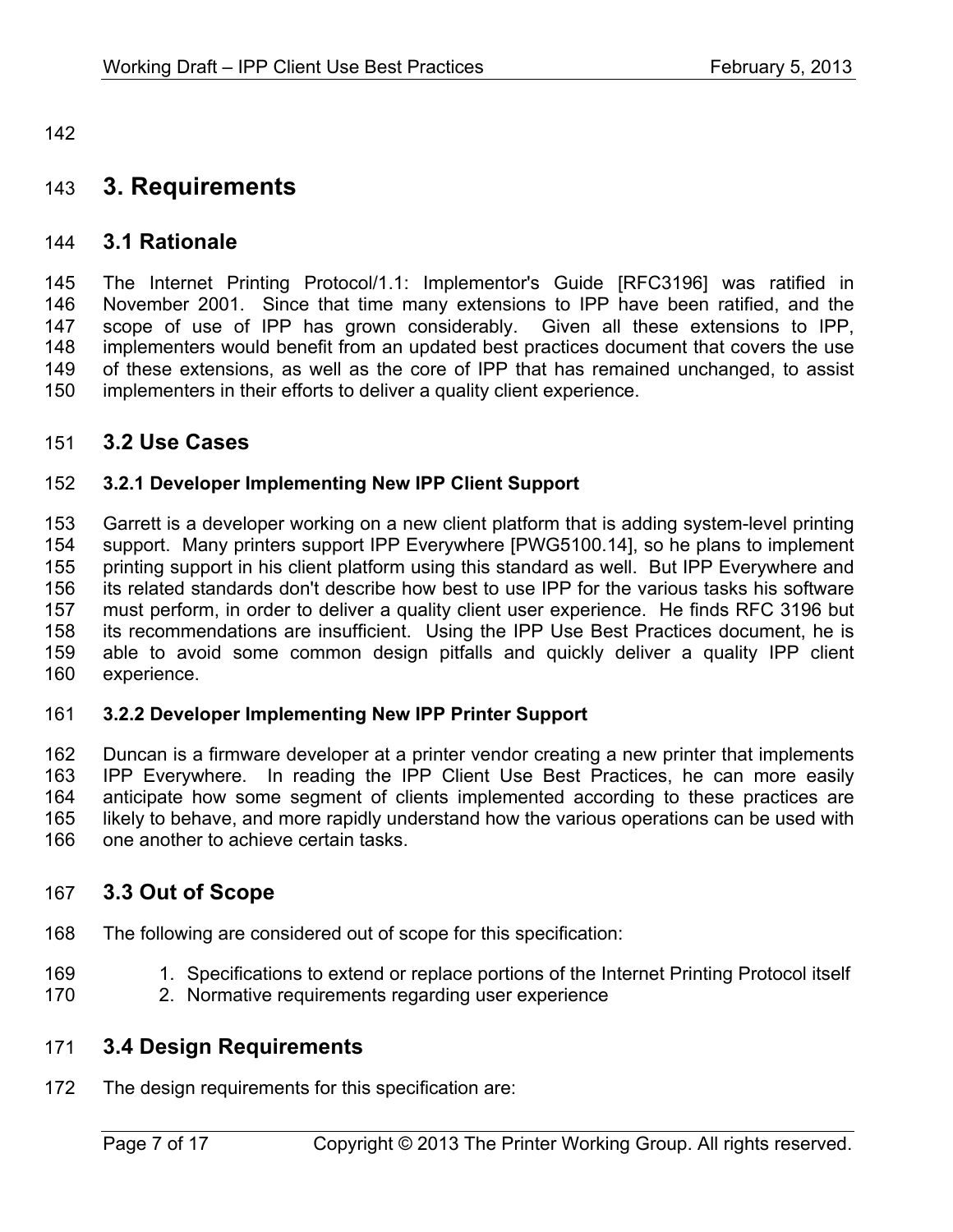# 3. Requirements

## 3.1 Rationale

The Internet Printing Protocol/1.1: Implementor's Guide [RFC3196] was ratified in November 2001. Since that time many extensions to IPP have been ratified, and the scope of use of IPP has grown considerably. Given all these extensions to IPP, implementers would benefit from an updated best practices document that covers the use of these extensions, as well as the core of IPP that has remained unchanged, to assist implementers in their efforts to deliver a quality client experience.

## 3.2 Use Cases

### 3.2.1 Developer Implementing New IPP Client Support

Garrett is a developer working on a new client platform that is adding system-level printing support. Many printers support IPP Everywhere [PWG5100.14], so he plans to implement printing support in his client platform using this standard as well. But IPP Everywhere and its related standards don't describe how best to use IPP for the various tasks his software must perform, in order to deliver a quality client user experience. He finds RFC 3196 but its recommendations are insufficient. Using the IPP Use Best Practices document, he is able to avoid some common design pitfalls and quickly deliver a quality IPP client experience.

### 3.2.2 Developer Implementing New IPP Printer Support

Duncan is a firmware developer at a printer vendor creating a new printer that implements IPP Everywhere. In reading the IPP Client Use Best Practices, he can more easily anticipate how some segment of clients implemented according to these practices are likely to behave, and more rapidly understand how the various operations can be used with one another to achieve certain tasks.

## 3.3 Out of Scope

The following are considered out of scope for this specification:

1. Specifications to extend or replace portions of the Internet Printing Protocol itself
2. Normative requirements regarding user experience

## 3.4 Design Requirements

The design requirements for this specification are: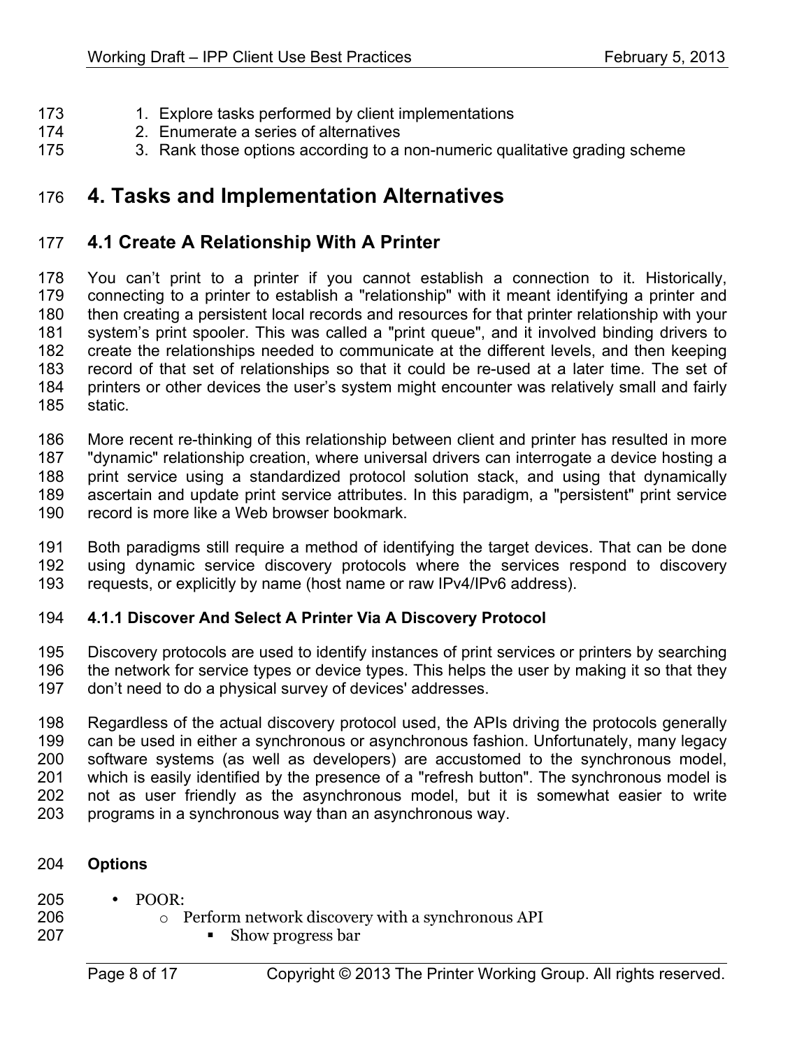1. Explore tasks performed by client implementations
2. Enumerate a series of alternatives
3. Rank those options according to a non-numeric qualitative grading scheme

# 4. Tasks and Implementation Alternatives

## 4.1 Create A Relationship With A Printer

You can't print to a printer if you cannot establish a connection to it. Historically, connecting to a printer to establish a "relationship" with it meant identifying a printer and then creating a persistent local records and resources for that printer relationship with your system's print spooler. This was called a "print queue", and it involved binding drivers to create the relationships needed to communicate at the different levels, and then keeping record of that set of relationships so that it could be re-used at a later time. The set of printers or other devices the user's system might encounter was relatively small and fairly static.

More recent re-thinking of this relationship between client and printer has resulted in more "dynamic" relationship creation, where universal drivers can interrogate a device hosting a print service using a standardized protocol solution stack, and using that dynamically ascertain and update print service attributes. In this paradigm, a "persistent" print service record is more like a Web browser bookmark.

Both paradigms still require a method of identifying the target devices. That can be done using dynamic service discovery protocols where the services respond to discovery requests, or explicitly by name (host name or raw IPv4/IPv6 address).

### 4.1.1 Discover And Select A Printer Via A Discovery Protocol

Discovery protocols are used to identify instances of print services or printers by searching the network for service types or device types. This helps the user by making it so that they don't need to do a physical survey of devices' addresses.

Regardless of the actual discovery protocol used, the APIs driving the protocols generally can be used in either a synchronous or asynchronous fashion. Unfortunately, many legacy software systems (as well as developers) are accustomed to the synchronous model, which is easily identified by the presence of a "refresh button". The synchronous model is not as user friendly as the asynchronous model, but it is somewhat easier to write programs in a synchronous way than an asynchronous way.

**Options**

- POOR:
  - Perform network discovery with a synchronous API
    - Show progress bar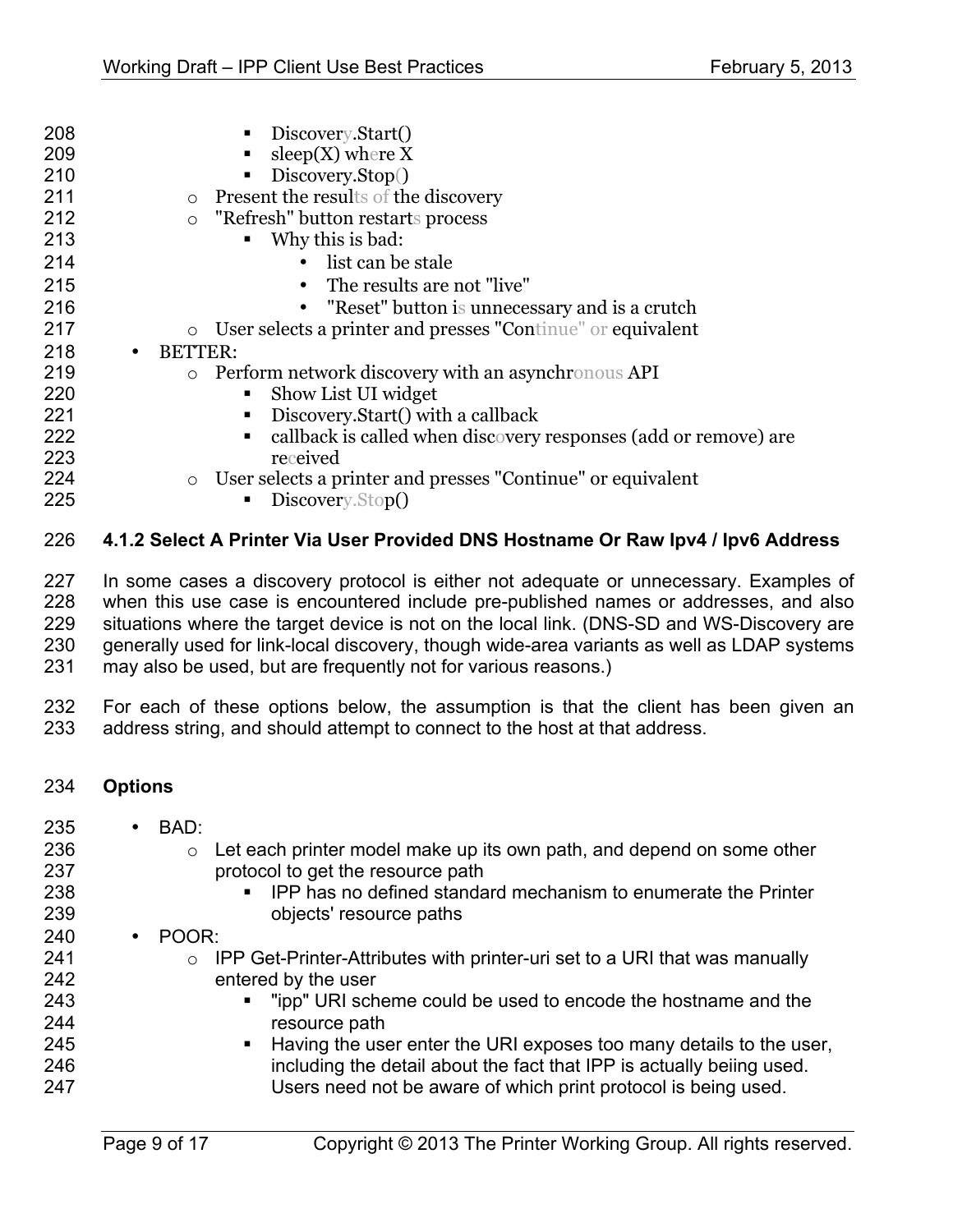- Discovery.Start()
- sleep(X) where X
- Discovery.Stop()
  - Present the results of the discovery
  - "Refresh" button restarts process
    - Why this is bad:
      - list can be stale
      - The results are not "live"
      - "Reset" button is unnecessary and is a crutch
  - User selects a printer and presses "Continue" or equivalent
- BETTER:
  - Perform network discovery with an asynchronous API
    - Show List UI widget
    - Discovery.Start() with a callback
    - callback is called when discovery responses (add or remove) are received
  - User selects a printer and presses "Continue" or equivalent
    - Discovery.Stop()

#### 4.1.2 Select A Printer Via User Provided DNS Hostname Or Raw Ipv4 / Ipv6 Address

In some cases a discovery protocol is either not adequate or unnecessary. Examples of when this use case is encountered include pre-published names or addresses, and also situations where the target device is not on the local link. (DNS-SD and WS-Discovery are generally used for link-local discovery, though wide-area variants as well as LDAP systems may also be used, but are frequently not for various reasons.)

For each of these options below, the assumption is that the client has been given an address string, and should attempt to connect to the host at that address.

**Options**

- BAD:
  - Let each printer model make up its own path, and depend on some other protocol to get the resource path
    - IPP has no defined standard mechanism to enumerate the Printer objects' resource paths
- POOR:
  - IPP Get-Printer-Attributes with printer-uri set to a URI that was manually entered by the user
    - "ipp" URI scheme could be used to encode the hostname and the resource path
    - Having the user enter the URI exposes too many details to the user, including the detail about the fact that IPP is actually beiing used. Users need not be aware of which print protocol is being used.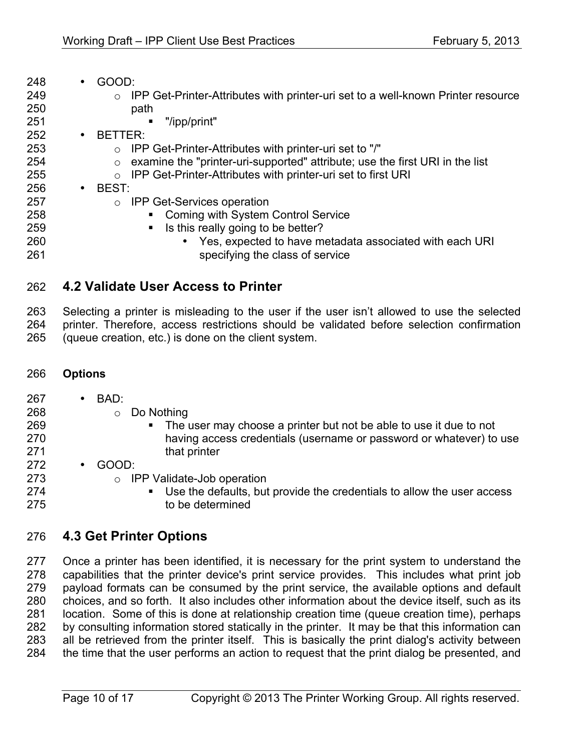- GOOD:
    - IPP Get-Printer-Attributes with printer-uri set to a well-known Printer resource path
        - "/ipp/print"
- BETTER:
    - IPP Get-Printer-Attributes with printer-uri set to "/"
    - examine the "printer-uri-supported" attribute; use the first URI in the list
    - IPP Get-Printer-Attributes with printer-uri set to first URI
- BEST:
    - IPP Get-Services operation
        - Coming with System Control Service
        - Is this really going to be better?
            - Yes, expected to have metadata associated with each URI specifying the class of service

## 4.2 Validate User Access to Printer

Selecting a printer is misleading to the user if the user isn't allowed to use the selected printer. Therefore, access restrictions should be validated before selection confirmation (queue creation, etc.) is done on the client system.

**Options**

- BAD:
    - Do Nothing
        - The user may choose a printer but not be able to use it due to not having access credentials (username or password or whatever) to use that printer
- GOOD:
    - IPP Validate-Job operation
        - Use the defaults, but provide the credentials to allow the user access to be determined

## 4.3 Get Printer Options

Once a printer has been identified, it is necessary for the print system to understand the capabilities that the printer device's print service provides. This includes what print job payload formats can be consumed by the print service, the available options and default choices, and so forth. It also includes other information about the device itself, such as its location. Some of this is done at relationship creation time (queue creation time), perhaps by consulting information stored statically in the printer. It may be that this information can all be retrieved from the printer itself. This is basically the print dialog's activity between the time that the user performs an action to request that the print dialog be presented, and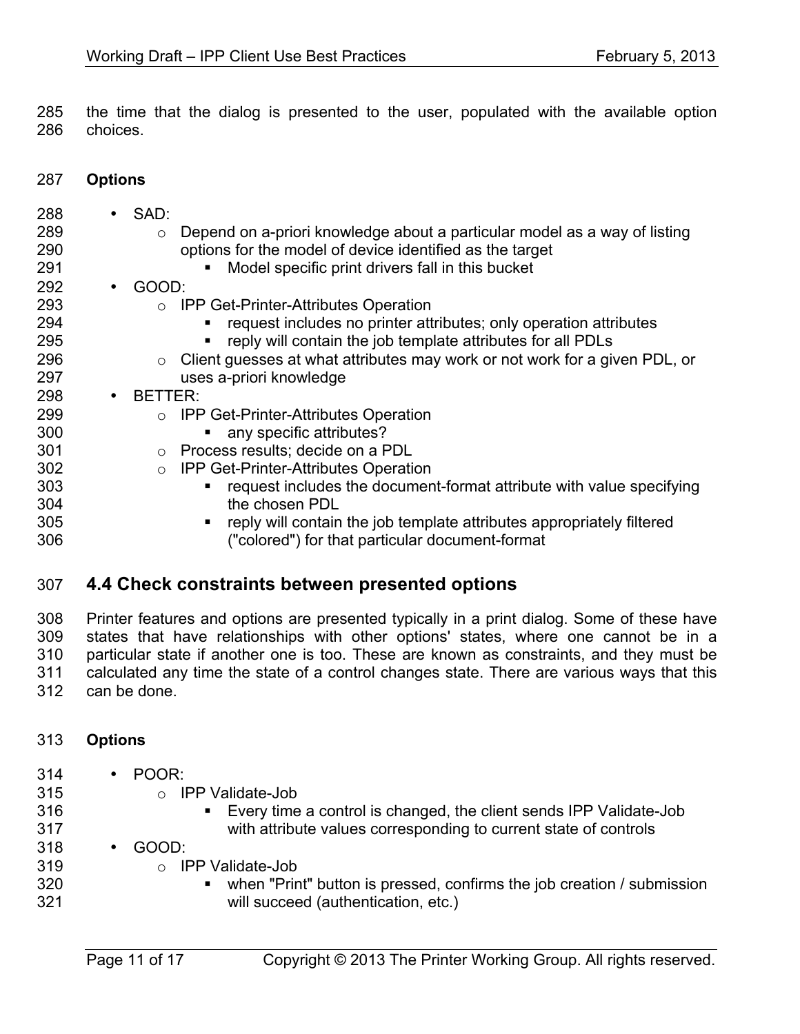the time that the dialog is presented to the user, populated with the available option choices.

**Options**

- SAD:
    - Depend on a-priori knowledge about a particular model as a way of listing options for the model of device identified as the target
        - Model specific print drivers fall in this bucket
- GOOD:
    - IPP Get-Printer-Attributes Operation
        - request includes no printer attributes; only operation attributes
        - reply will contain the job template attributes for all PDLs
    - Client guesses at what attributes may work or not work for a given PDL, or uses a-priori knowledge
- BETTER:
    - IPP Get-Printer-Attributes Operation
        - any specific attributes?
    - Process results; decide on a PDL
    - IPP Get-Printer-Attributes Operation
        - request includes the document-format attribute with value specifying the chosen PDL
        - reply will contain the job template attributes appropriately filtered ("colored") for that particular document-format

## 4.4 Check constraints between presented options

Printer features and options are presented typically in a print dialog. Some of these have states that have relationships with other options' states, where one cannot be in a particular state if another one is too. These are known as constraints, and they must be calculated any time the state of a control changes state. There are various ways that this can be done.

**Options**

- POOR:
    - IPP Validate-Job
        - Every time a control is changed, the client sends IPP Validate-Job with attribute values corresponding to current state of controls
- GOOD:
    - IPP Validate-Job
        - when "Print" button is pressed, confirms the job creation / submission will succeed (authentication, etc.)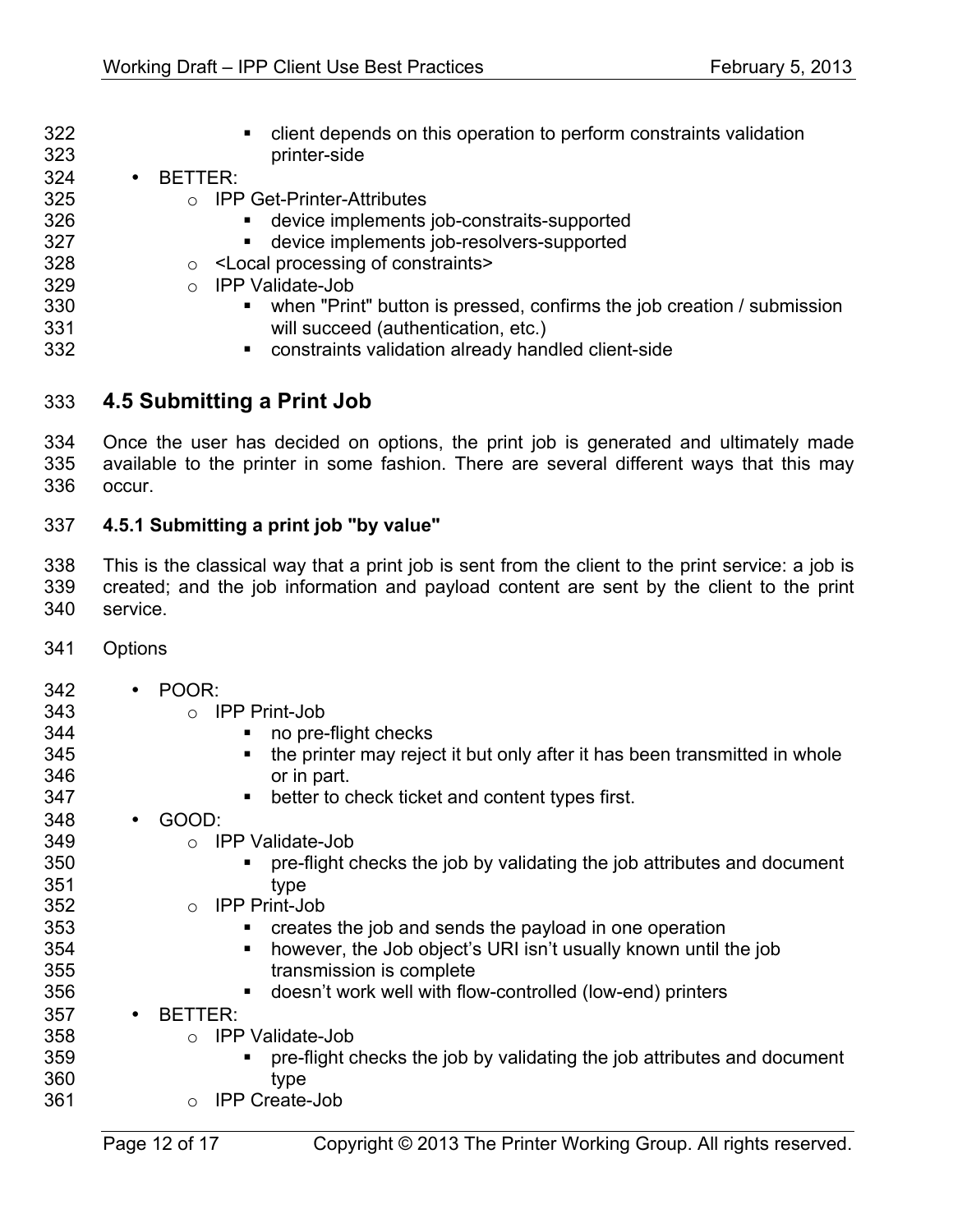- client depends on this operation to perform constraints validation printer-side
- BETTER:
    - IPP Get-Printer-Attributes
        - device implements job-constraits-supported
        - device implements job-resolvers-supported
    - <Local processing of constraints>
    - IPP Validate-Job
        - when "Print" button is pressed, confirms the job creation / submission will succeed (authentication, etc.)
        - constraints validation already handled client-side

## 4.5 Submitting a Print Job

Once the user has decided on options, the print job is generated and ultimately made available to the printer in some fashion. There are several different ways that this may occur.

### 4.5.1 Submitting a print job "by value"

This is the classical way that a print job is sent from the client to the print service: a job is created; and the job information and payload content are sent by the client to the print service.

Options

- POOR:
    - IPP Print-Job
        - no pre-flight checks
        - the printer may reject it but only after it has been transmitted in whole or in part.
        - better to check ticket and content types first.
- GOOD:
    - IPP Validate-Job
        - pre-flight checks the job by validating the job attributes and document type
    - IPP Print-Job
        - creates the job and sends the payload in one operation
        - however, the Job object's URI isn't usually known until the job transmission is complete
        - doesn't work well with flow-controlled (low-end) printers
- BETTER:
    - IPP Validate-Job
        - pre-flight checks the job by validating the job attributes and document type
    - IPP Create-Job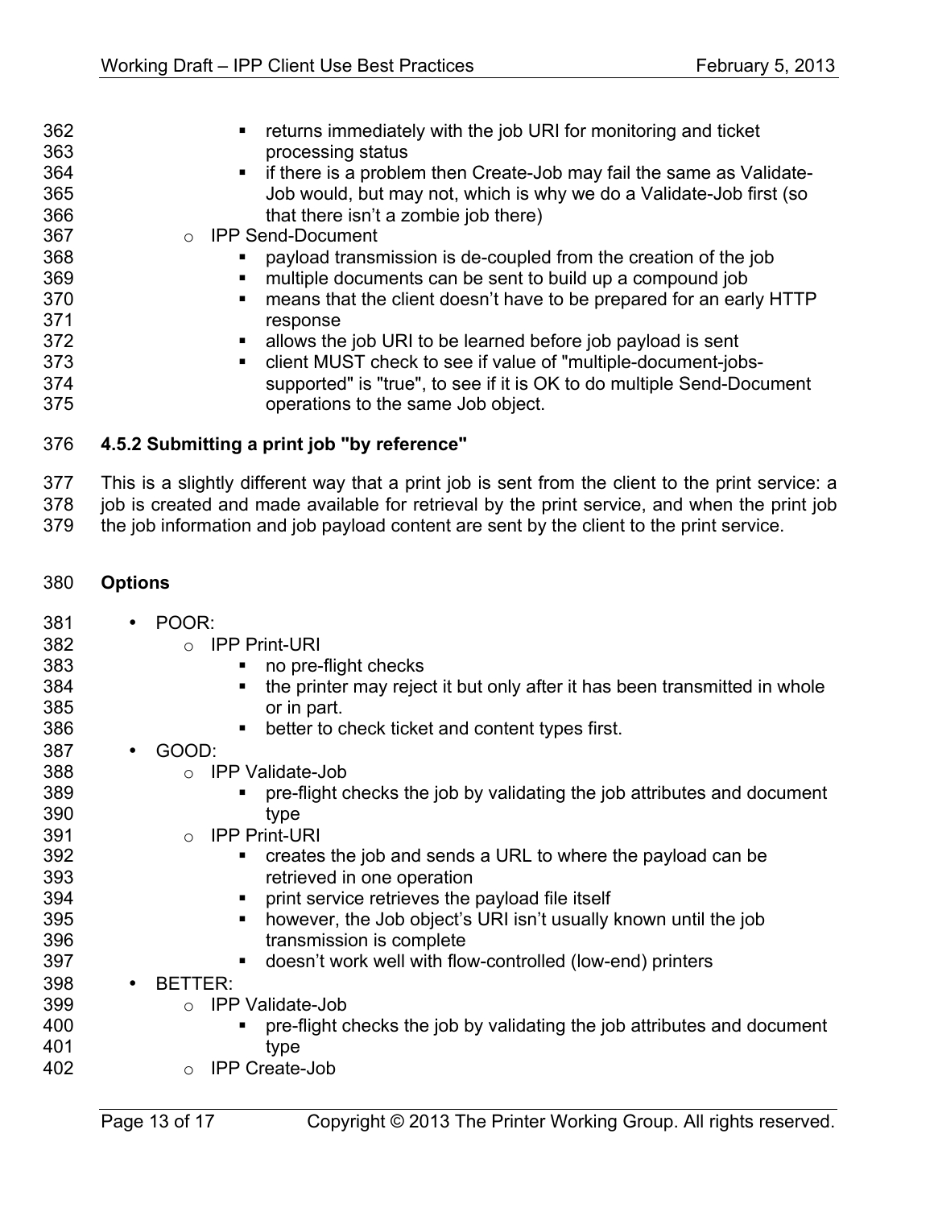- returns immediately with the job URI for monitoring and ticket processing status
        - if there is a problem then Create-Job may fail the same as Validate-Job would, but may not, which is why we do a Validate-Job first (so that there isn't a zombie job there)
    - IPP Send-Document
        - payload transmission is de-coupled from the creation of the job
        - multiple documents can be sent to build up a compound job
        - means that the client doesn't have to be prepared for an early HTTP response
        - allows the job URI to be learned before job payload is sent
        - client MUST check to see if value of "multiple-document-jobs-supported" is "true", to see if it is OK to do multiple Send-Document operations to the same Job object.

### 4.5.2 Submitting a print job "by reference"

This is a slightly different way that a print job is sent from the client to the print service: a job is created and made available for retrieval by the print service, and when the print job the job information and job payload content are sent by the client to the print service.

**Options**

- POOR:
    - IPP Print-URI
        - no pre-flight checks
        - the printer may reject it but only after it has been transmitted in whole or in part.
        - better to check ticket and content types first.
- GOOD:
    - IPP Validate-Job
        - pre-flight checks the job by validating the job attributes and document type
    - IPP Print-URI
        - creates the job and sends a URL to where the payload can be retrieved in one operation
        - print service retrieves the payload file itself
        - however, the Job object's URI isn't usually known until the job transmission is complete
        - doesn't work well with flow-controlled (low-end) printers
- BETTER:
    - IPP Validate-Job
        - pre-flight checks the job by validating the job attributes and document type
    - IPP Create-Job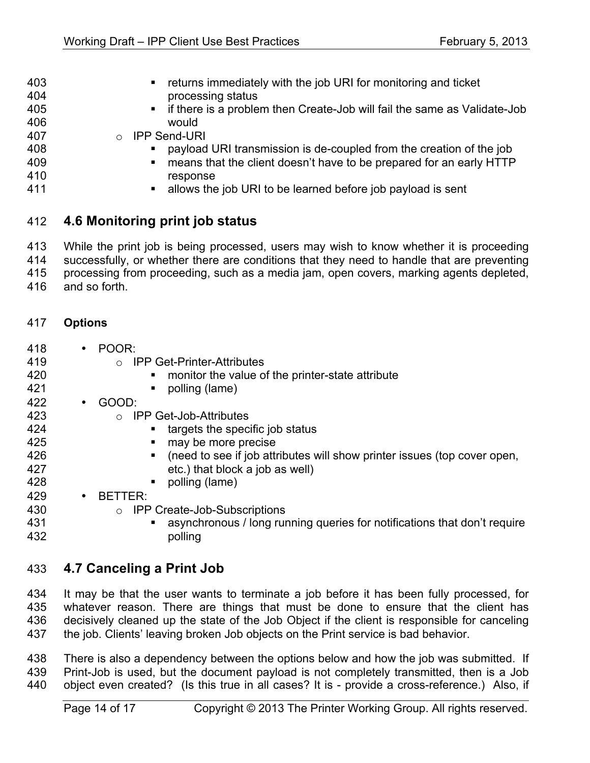- returns immediately with the job URI for monitoring and ticket processing status
   - if there is a problem then Create-Job will fail the same as Validate-Job would
  - IPP Send-URI
    - payload URI transmission is de-coupled from the creation of the job
    - means that the client doesn't have to be prepared for an early HTTP response
    - allows the job URI to be learned before job payload is sent

## 4.6 Monitoring print job status

While the print job is being processed, users may wish to know whether it is proceeding successfully, or whether there are conditions that they need to handle that are preventing processing from proceeding, such as a media jam, open covers, marking agents depleted, and so forth.

**Options**

- POOR:
  - IPP Get-Printer-Attributes
    - monitor the value of the printer-state attribute
    - polling (lame)
- GOOD:
  - IPP Get-Job-Attributes
    - targets the specific job status
    - may be more precise
    - (need to see if job attributes will show printer issues (top cover open, etc.) that block a job as well)
    - polling (lame)
- BETTER:
  - IPP Create-Job-Subscriptions
    - asynchronous / long running queries for notifications that don't require polling

## 4.7 Canceling a Print Job

It may be that the user wants to terminate a job before it has been fully processed, for whatever reason. There are things that must be done to ensure that the client has decisively cleaned up the state of the Job Object if the client is responsible for canceling the job. Clients' leaving broken Job objects on the Print service is bad behavior.

There is also a dependency between the options below and how the job was submitted. If Print-Job is used, but the document payload is not completely transmitted, then is a Job object even created? (Is this true in all cases? It is - provide a cross-reference.) Also, if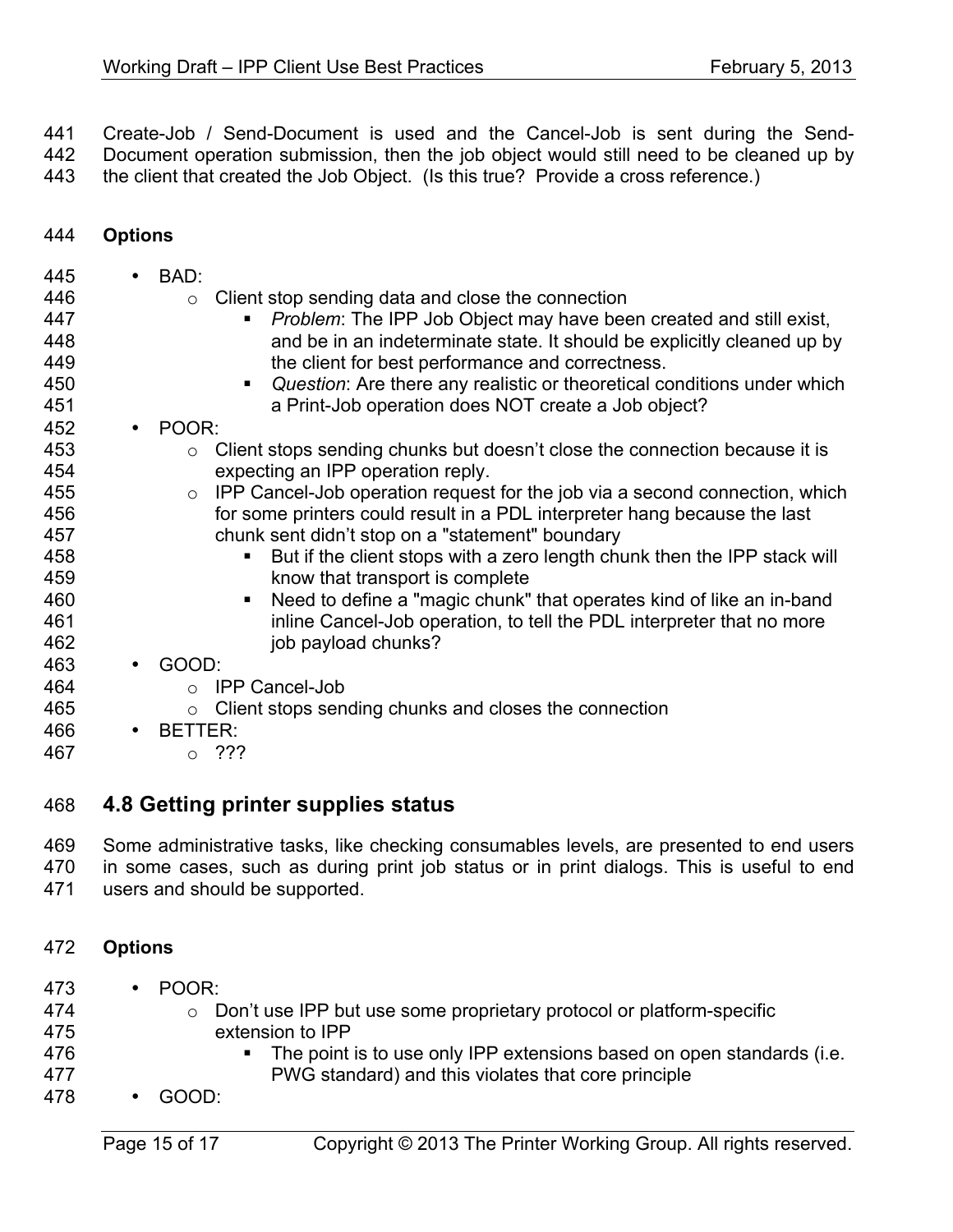Create-Job / Send-Document is used and the Cancel-Job is sent during the Send-Document operation submission, then the job object would still need to be cleaned up by the client that created the Job Object. (Is this true? Provide a cross reference.)

**Options**

- BAD:
    - Client stop sending data and close the connection
        - *Problem*: The IPP Job Object may have been created and still exist, and be in an indeterminate state. It should be explicitly cleaned up by the client for best performance and correctness.
        - *Question*: Are there any realistic or theoretical conditions under which a Print-Job operation does NOT create a Job object?
- POOR:
    - Client stops sending chunks but doesn't close the connection because it is expecting an IPP operation reply.
    - IPP Cancel-Job operation request for the job via a second connection, which for some printers could result in a PDL interpreter hang because the last chunk sent didn't stop on a "statement" boundary
        - But if the client stops with a zero length chunk then the IPP stack will know that transport is complete
        - Need to define a "magic chunk" that operates kind of like an in-band inline Cancel-Job operation, to tell the PDL interpreter that no more job payload chunks?
- GOOD:
    - IPP Cancel-Job
    - Client stops sending chunks and closes the connection
- BETTER:
    - ???

## 4.8 Getting printer supplies status

Some administrative tasks, like checking consumables levels, are presented to end users in some cases, such as during print job status or in print dialogs. This is useful to end users and should be supported.

**Options**

- POOR:
    - Don't use IPP but use some proprietary protocol or platform-specific extension to IPP
        - The point is to use only IPP extensions based on open standards (i.e. PWG standard) and this violates that core principle
- GOOD: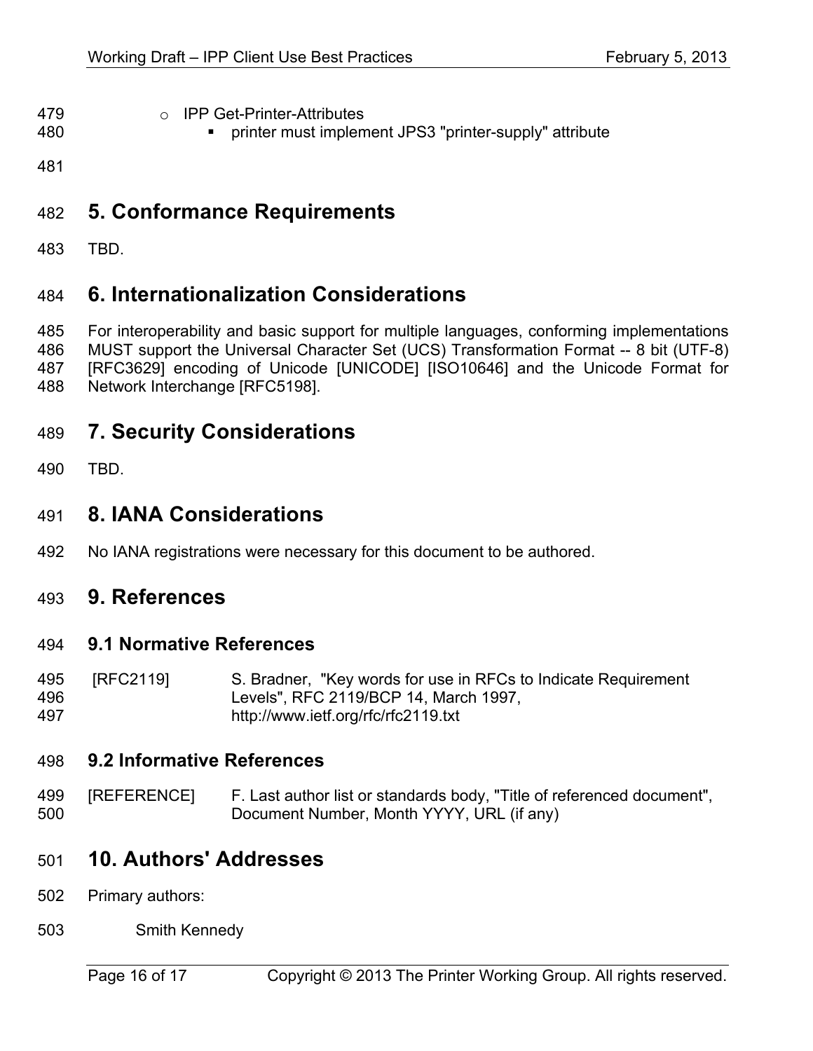- IPP Get-Printer-Attributes
  - printer must implement JPS3 "printer-supply" attribute

# 5. Conformance Requirements

TBD.

# 6. Internationalization Considerations

For interoperability and basic support for multiple languages, conforming implementations MUST support the Universal Character Set (UCS) Transformation Format -- 8 bit (UTF-8) [RFC3629] encoding of Unicode [UNICODE] [ISO10646] and the Unicode Format for Network Interchange [RFC5198].

# 7. Security Considerations

TBD.

# 8. IANA Considerations

No IANA registrations were necessary for this document to be authored.

# 9. References

## 9.1 Normative References

[RFC2119] S. Bradner, "Key words for use in RFCs to Indicate Requirement Levels", RFC 2119/BCP 14, March 1997, http://www.ietf.org/rfc/rfc2119.txt

## 9.2 Informative References

[REFERENCE] F. Last author list or standards body, "Title of referenced document", Document Number, Month YYYY, URL (if any)

# 10. Authors' Addresses

Primary authors:

Smith Kennedy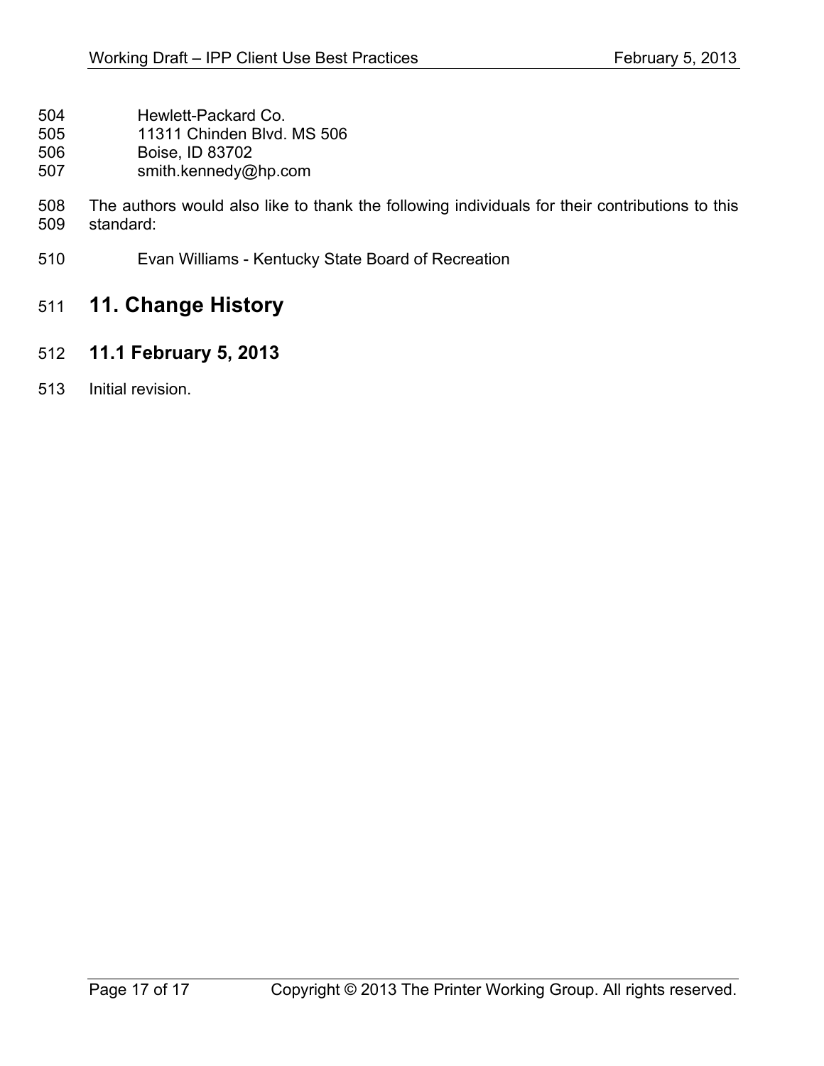Hewlett-Packard Co.
11311 Chinden Blvd. MS 506
Boise, ID 83702
smith.kennedy@hp.com

The authors would also like to thank the following individuals for their contributions to this standard:

Evan Williams - Kentucky State Board of Recreation

# 11. Change History

## 11.1 February 5, 2013

Initial revision.